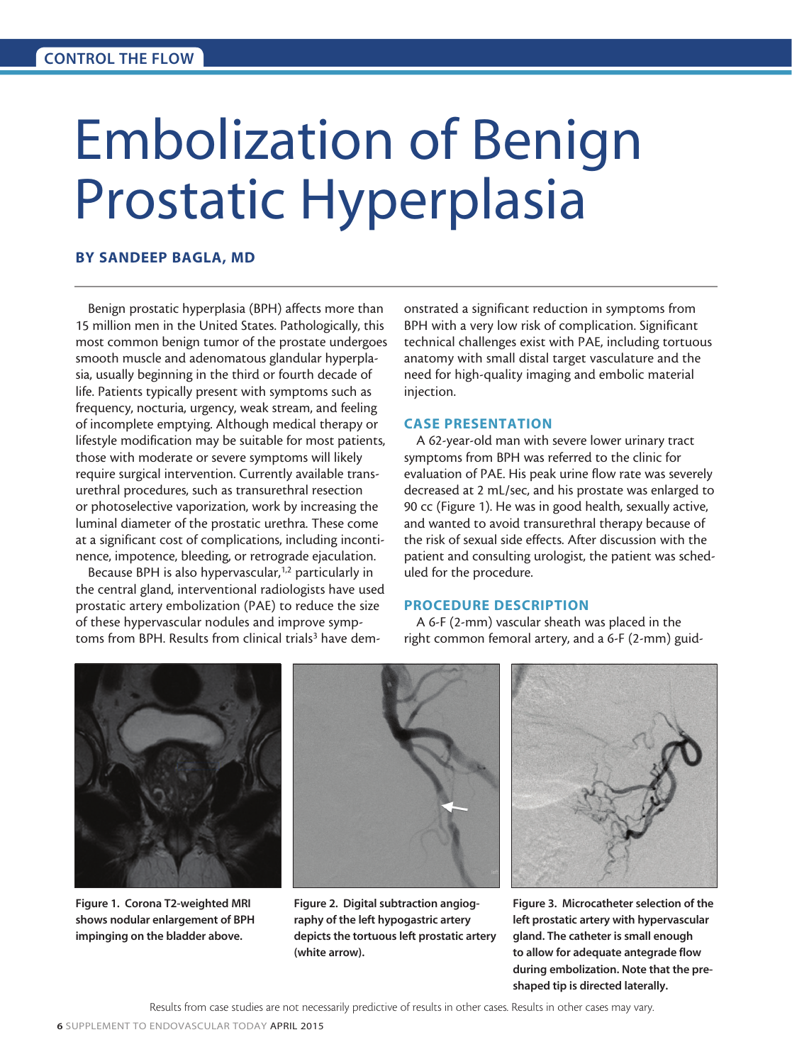CONTROL THE FLOW

# Embolization of Benign Prostatic Hyperplasia

**BY SANDEEP BAGLA, MD**

Benign prostatic hyperplasia (BPH) affects more than 15 million men in the United States. Pathologically, this most common benign tumor of the prostate undergoes smooth muscle and adenomatous glandular hyperplasia, usually beginning in the third or fourth decade of life. Patients typically present with symptoms such as frequency, nocturia, urgency, weak stream, and feeling of incomplete emptying. Although medical therapy or lifestyle modification may be suitable for most patients, those with moderate or severe symptoms will likely require surgical intervention. Currently available transurethral procedures, such as transurethral resection or photoselective vaporization, work by increasing the luminal diameter of the prostatic urethra. These come at a significant cost of complications, including incontinence, impotence, bleeding, or retrograde ejaculation.

Because BPH is also hypervascular,[1,2] particularly in the central gland, interventional radiologists have used prostatic artery embolization (PAE) to reduce the size of these hypervascular nodules and improve symptoms from BPH. Results from clinical trials[3] have demonstrated a significant reduction in symptoms from BPH with a very low risk of complication. Significant technical challenges exist with PAE, including tortuous anatomy with small distal target vasculature and the need for high-quality imaging and embolic material injection.

## CASE PRESENTATION

A 62-year-old man with severe lower urinary tract symptoms from BPH was referred to the clinic for evaluation of PAE. His peak urine flow rate was severely decreased at 2 mL/sec, and his prostate was enlarged to 90 cc (Figure 1). He was in good health, sexually active, and wanted to avoid transurethral therapy because of the risk of sexual side effects. After discussion with the patient and consulting urologist, the patient was scheduled for the procedure.

## PROCEDURE DESCRIPTION

A 6-F (2-mm) vascular sheath was placed in the right common femoral artery, and a 6-F (2-mm) guid-

**Figure 1. Corona T2-weighted MRI shows nodular enlargement of BPH impinging on the bladder above.**

**Figure 2. Digital subtraction angiography of the left hypogastric artery depicts the tortuous left prostatic artery (white arrow).**

**Figure 3. Microcatheter selection of the left prostatic artery with hypervascular gland. The catheter is small enough to allow for adequate antegrade flow during embolization. Note that the preshaped tip is directed laterally.**

Results from case studies are not necessarily predictive of results in other cases. Results in other cases may vary.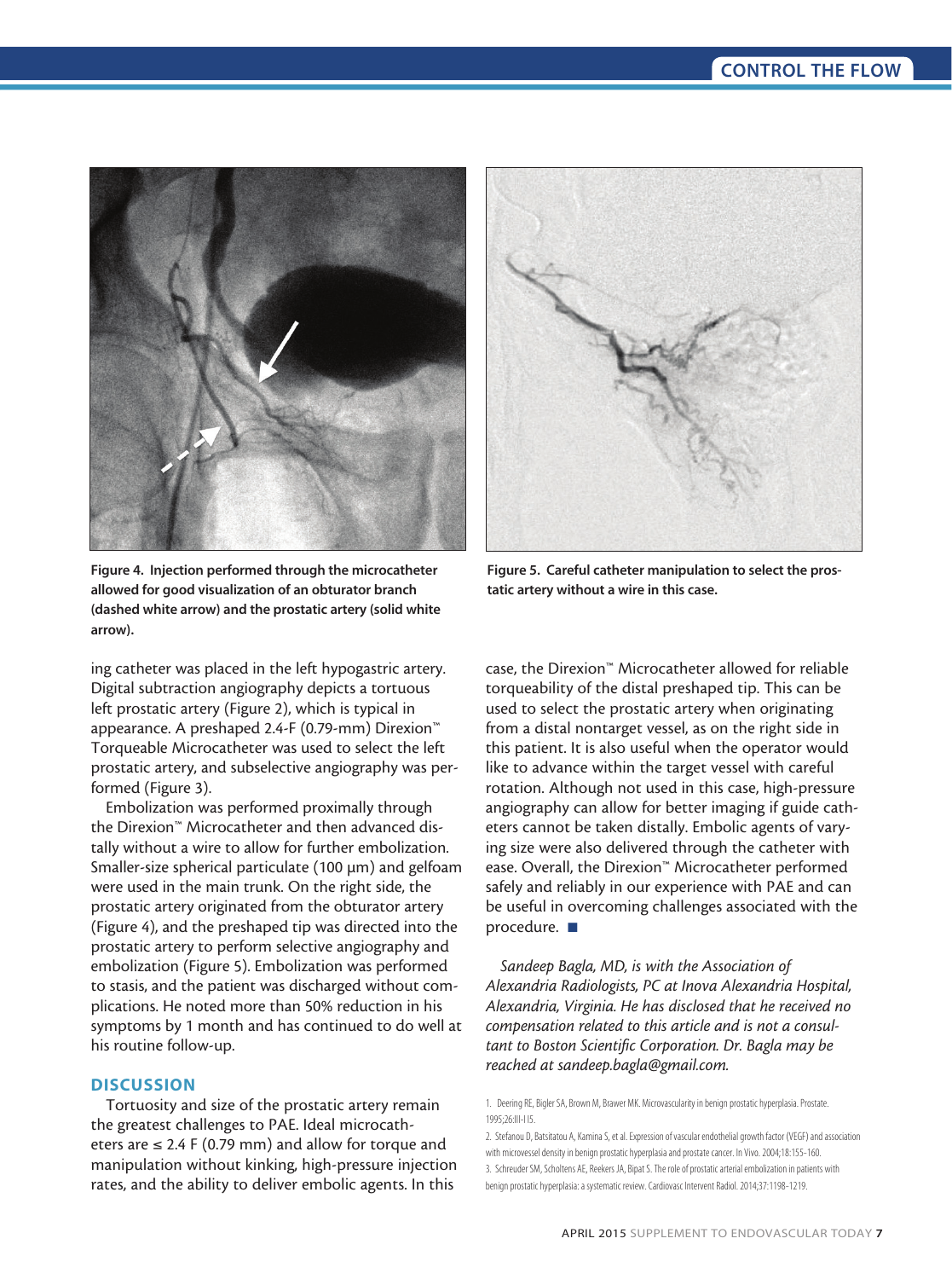Figure 4. Injection performed through the microcatheter allowed for good visualization of an obturator branch (dashed white arrow) and the prostatic artery (solid white arrow).

Figure 5. Careful catheter manipulation to select the prostatic artery without a wire in this case.

ing catheter was placed in the left hypogastric artery. Digital subtraction angiography depicts a tortuous left prostatic artery (Figure 2), which is typical in appearance. A preshaped 2.4-F (0.79-mm) Direxion™ Torqueable Microcatheter was used to select the left prostatic artery, and subselective angiography was performed (Figure 3).

Embolization was performed proximally through the Direxion™ Microcatheter and then advanced distally without a wire to allow for further embolization. Smaller-size spherical particulate (100 µm) and gelfoam were used in the main trunk. On the right side, the prostatic artery originated from the obturator artery (Figure 4), and the preshaped tip was directed into the prostatic artery to perform selective angiography and embolization (Figure 5). Embolization was performed to stasis, and the patient was discharged without complications. He noted more than 50% reduction in his symptoms by 1 month and has continued to do well at his routine follow-up.

## DISCUSSION

Tortuosity and size of the prostatic artery remain the greatest challenges to PAE. Ideal microcatheters are ≤ 2.4 F (0.79 mm) and allow for torque and manipulation without kinking, high-pressure injection rates, and the ability to deliver embolic agents. In this case, the Direxion™ Microcatheter allowed for reliable torqueability of the distal preshaped tip. This can be used to select the prostatic artery when originating from a distal nontarget vessel, as on the right side in this patient. It is also useful when the operator would like to advance within the target vessel with careful rotation. Although not used in this case, high-pressure angiography can allow for better imaging if guide catheters cannot be taken distally. Embolic agents of varying size were also delivered through the catheter with ease. Overall, the Direxion™ Microcatheter performed safely and reliably in our experience with PAE and can be useful in overcoming challenges associated with the procedure. ■

*Sandeep Bagla, MD, is with the Association of Alexandria Radiologists, PC at Inova Alexandria Hospital, Alexandria, Virginia. He has disclosed that he received no compensation related to this article and is not a consultant to Boston Scientific Corporation. Dr. Bagla may be reached at sandeep.bagla@gmail.com.*

1. Deering RE, Bigler SA, Brown M, Brawer MK. Microvascularity in benign prostatic hyperplasia. Prostate. 1995;26:111-115.
2. Stefanou D, Batsitatou A, Kamina S, et al. Expression of vascular endothelial growth factor (VEGF) and association with microvessel density in benign prostatic hyperplasia and prostate cancer. In Vivo. 2004;18:155-160.
3. Schreuder SM, Scholtens AE, Reekers JA, Bipat S. The role of prostatic arterial embolization in patients with benign prostatic hyperplasia: a systematic review. Cardiovasc Intervent Radiol. 2014;37:1198-1219.